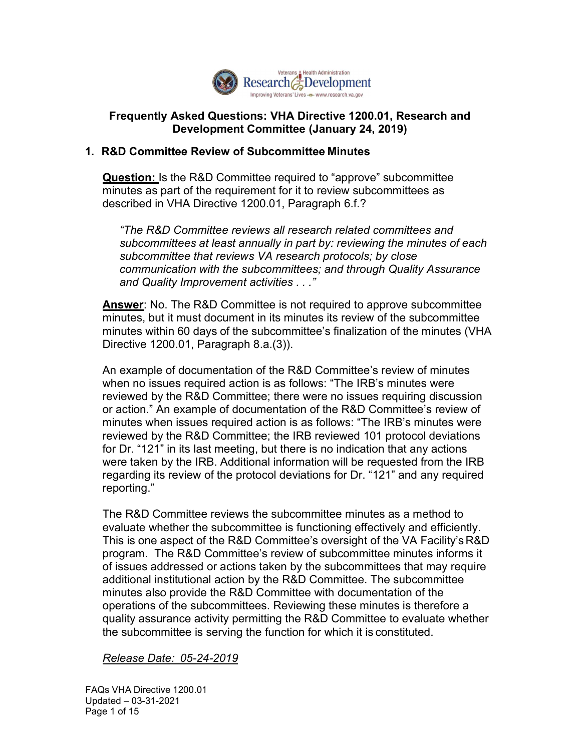# Frequently Asked Questions: VHA Directive 1200.01, Research and Development Committee (January 24, 2019)

## 1. R&D Committee Review of Subcommittee Minutes

**Question:** Is the R&D Committee required to "approve" subcommittee minutes as part of the requirement for it to review subcommittees as described in VHA Directive 1200.01, Paragraph 6.f.?

> *"The R&D Committee reviews all research related committees and subcommittees at least annually in part by: reviewing the minutes of each subcommittee that reviews VA research protocols; by close communication with the subcommittees; and through Quality Assurance and Quality Improvement activities . . ."*

**Answer**: No. The R&D Committee is not required to approve subcommittee minutes, but it must document in its minutes its review of the subcommittee minutes within 60 days of the subcommittee's finalization of the minutes (VHA Directive 1200.01, Paragraph 8.a.(3)).

An example of documentation of the R&D Committee's review of minutes when no issues required action is as follows: "The IRB's minutes were reviewed by the R&D Committee; there were no issues requiring discussion or action." An example of documentation of the R&D Committee's review of minutes when issues required action is as follows: "The IRB's minutes were reviewed by the R&D Committee; the IRB reviewed 101 protocol deviations for Dr. "121" in its last meeting, but there is no indication that any actions were taken by the IRB. Additional information will be requested from the IRB regarding its review of the protocol deviations for Dr. "121" and any required reporting."

The R&D Committee reviews the subcommittee minutes as a method to evaluate whether the subcommittee is functioning effectively and efficiently. This is one aspect of the R&D Committee's oversight of the VA Facility's R&D program. The R&D Committee's review of subcommittee minutes informs it of issues addressed or actions taken by the subcommittees that may require additional institutional action by the R&D Committee. The subcommittee minutes also provide the R&D Committee with documentation of the operations of the subcommittees. Reviewing these minutes is therefore a quality assurance activity permitting the R&D Committee to evaluate whether the subcommittee is serving the function for which it is constituted.

*Release Date: 05-24-2019*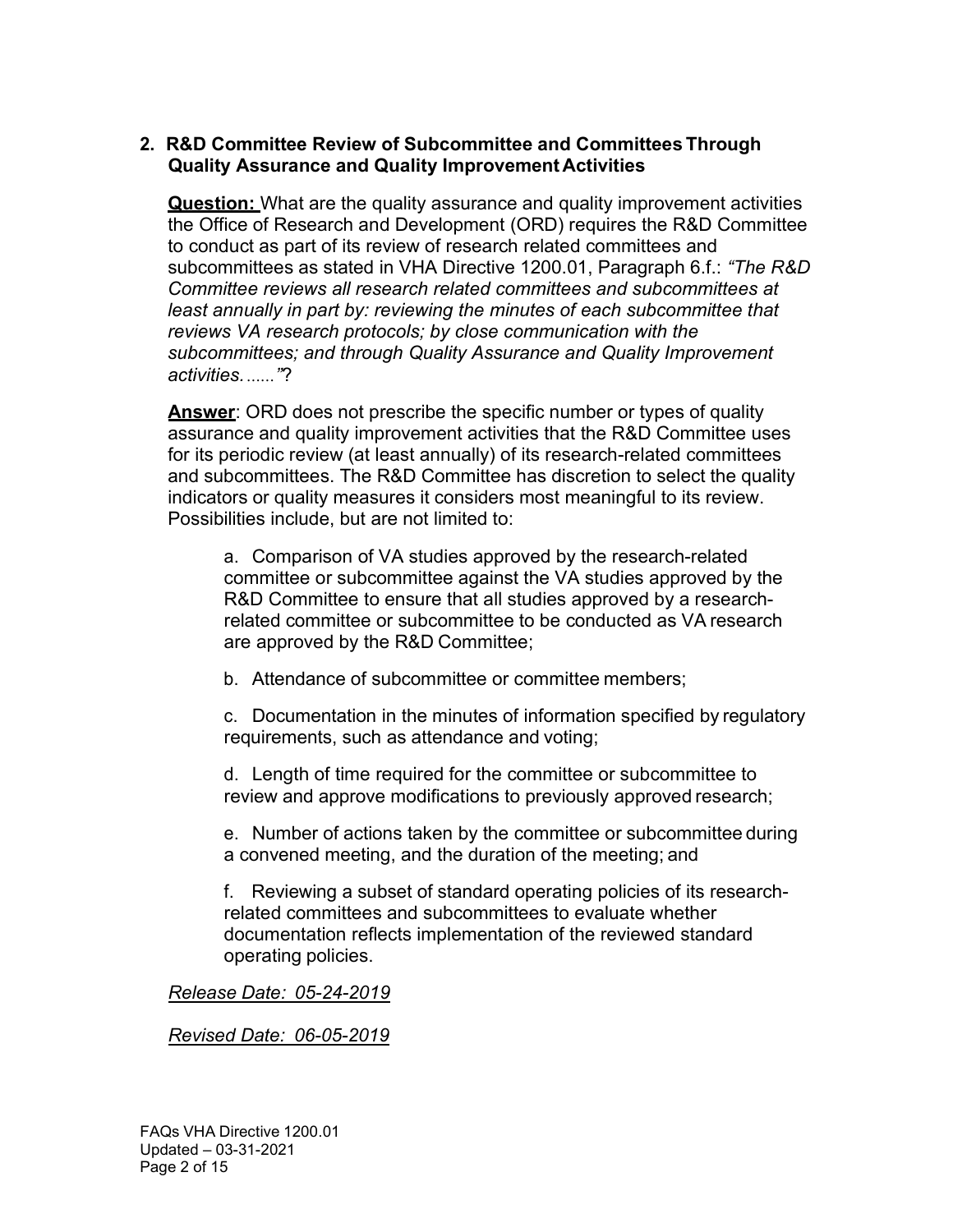## 2. R&D Committee Review of Subcommittee and Committees Through Quality Assurance and Quality Improvement Activities

**Question:** What are the quality assurance and quality improvement activities the Office of Research and Development (ORD) requires the R&D Committee to conduct as part of its review of research related committees and subcommittees as stated in VHA Directive 1200.01, Paragraph 6.f.: *"The R&D Committee reviews all research related committees and subcommittees at least annually in part by: reviewing the minutes of each subcommittee that reviews VA research protocols; by close communication with the subcommittees; and through Quality Assurance and Quality Improvement activities......"*?

**Answer**: ORD does not prescribe the specific number or types of quality assurance and quality improvement activities that the R&D Committee uses for its periodic review (at least annually) of its research-related committees and subcommittees. The R&D Committee has discretion to select the quality indicators or quality measures it considers most meaningful to its review. Possibilities include, but are not limited to:

a. Comparison of VA studies approved by the research-related committee or subcommittee against the VA studies approved by the R&D Committee to ensure that all studies approved by a research-related committee or subcommittee to be conducted as VA research are approved by the R&D Committee;

b. Attendance of subcommittee or committee members;

c. Documentation in the minutes of information specified by regulatory requirements, such as attendance and voting;

d. Length of time required for the committee or subcommittee to review and approve modifications to previously approved research;

e. Number of actions taken by the committee or subcommittee during a convened meeting, and the duration of the meeting; and

f. Reviewing a subset of standard operating policies of its research-related committees and subcommittees to evaluate whether documentation reflects implementation of the reviewed standard operating policies.

*Release Date: 05-24-2019*

*Revised Date: 06-05-2019*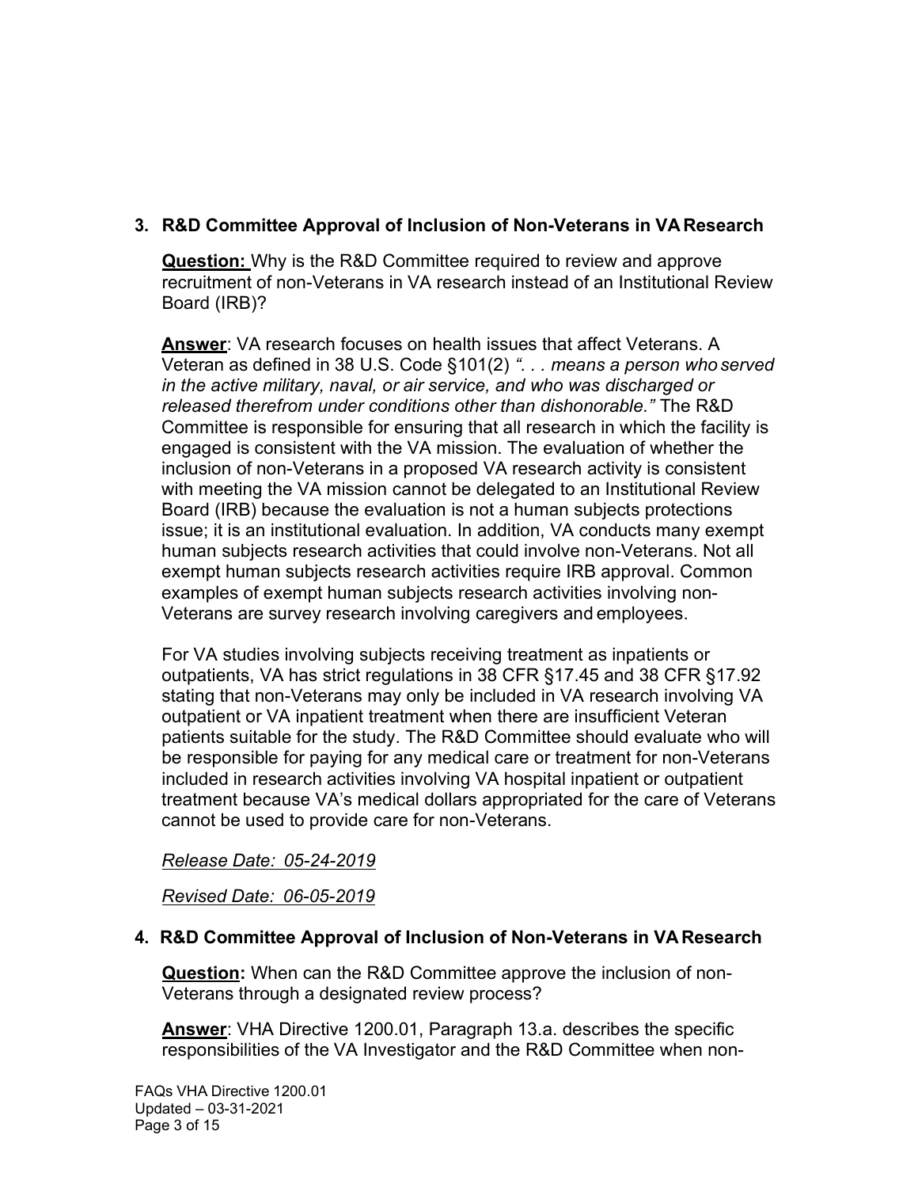### 3. R&D Committee Approval of Inclusion of Non-Veterans in VA Research

**Question:** Why is the R&D Committee required to review and approve recruitment of non-Veterans in VA research instead of an Institutional Review Board (IRB)?

**Answer**: VA research focuses on health issues that affect Veterans. A Veteran as defined in 38 U.S. Code §101(2) *". . . means a person who served in the active military, naval, or air service, and who was discharged or released therefrom under conditions other than dishonorable."* The R&D Committee is responsible for ensuring that all research in which the facility is engaged is consistent with the VA mission. The evaluation of whether the inclusion of non-Veterans in a proposed VA research activity is consistent with meeting the VA mission cannot be delegated to an Institutional Review Board (IRB) because the evaluation is not a human subjects protections issue; it is an institutional evaluation. In addition, VA conducts many exempt human subjects research activities that could involve non-Veterans. Not all exempt human subjects research activities require IRB approval. Common examples of exempt human subjects research activities involving non-Veterans are survey research involving caregivers and employees.

For VA studies involving subjects receiving treatment as inpatients or outpatients, VA has strict regulations in 38 CFR §17.45 and 38 CFR §17.92 stating that non-Veterans may only be included in VA research involving VA outpatient or VA inpatient treatment when there are insufficient Veteran patients suitable for the study. The R&D Committee should evaluate who will be responsible for paying for any medical care or treatment for non-Veterans included in research activities involving VA hospital inpatient or outpatient treatment because VA's medical dollars appropriated for the care of Veterans cannot be used to provide care for non-Veterans.

*Release Date: 05-24-2019*

*Revised Date: 06-05-2019*

### 4. R&D Committee Approval of Inclusion of Non-Veterans in VA Research

**Question:** When can the R&D Committee approve the inclusion of non-Veterans through a designated review process?

**Answer**: VHA Directive 1200.01, Paragraph 13.a. describes the specific responsibilities of the VA Investigator and the R&D Committee when non-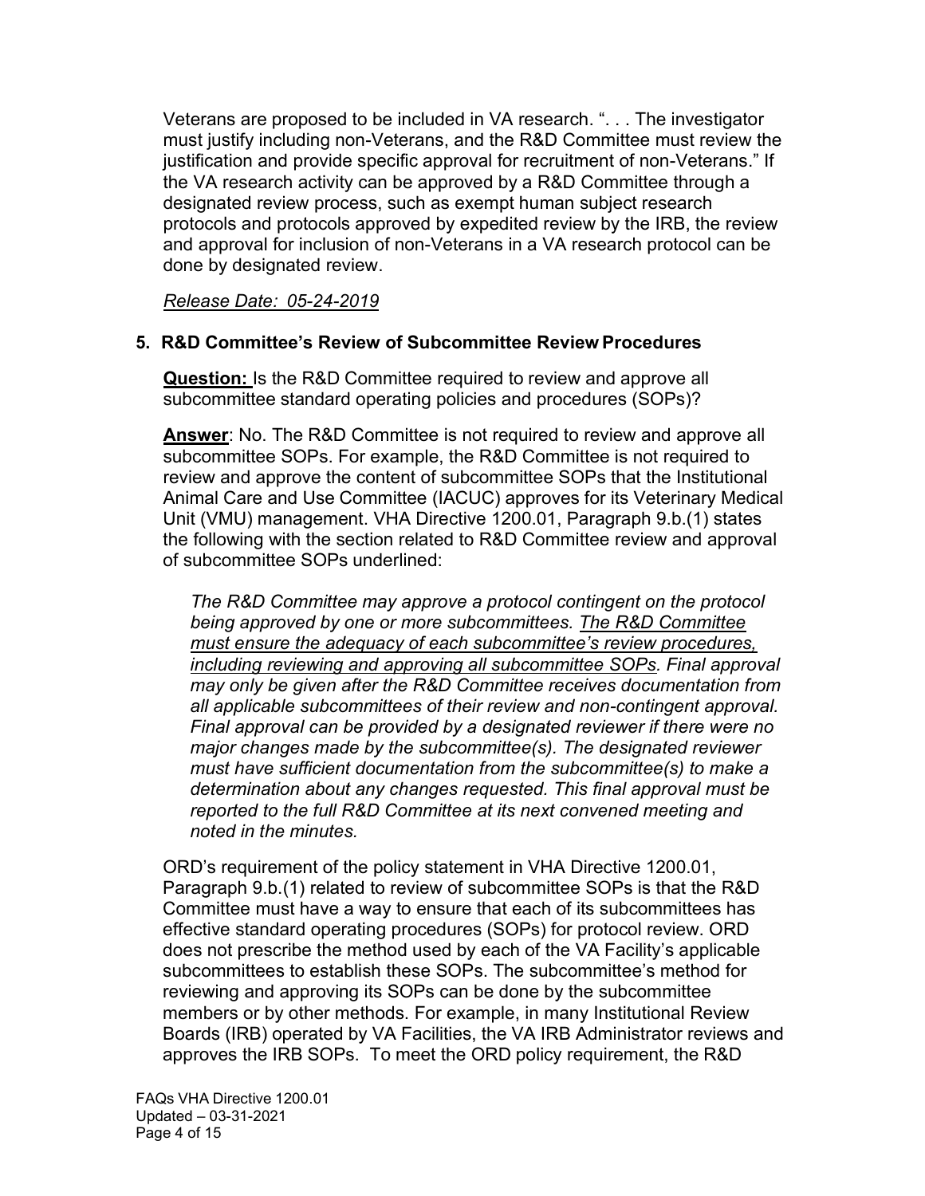Veterans are proposed to be included in VA research. ". . . The investigator must justify including non-Veterans, and the R&D Committee must review the justification and provide specific approval for recruitment of non-Veterans." If the VA research activity can be approved by a R&D Committee through a designated review process, such as exempt human subject research protocols and protocols approved by expedited review by the IRB, the review and approval for inclusion of non-Veterans in a VA research protocol can be done by designated review.

*Release Date: 05-24-2019*

### 5. R&D Committee's Review of Subcommittee Review Procedures

**Question:** Is the R&D Committee required to review and approve all subcommittee standard operating policies and procedures (SOPs)?

**Answer**: No. The R&D Committee is not required to review and approve all subcommittee SOPs. For example, the R&D Committee is not required to review and approve the content of subcommittee SOPs that the Institutional Animal Care and Use Committee (IACUC) approves for its Veterinary Medical Unit (VMU) management. VHA Directive 1200.01, Paragraph 9.b.(1) states the following with the section related to R&D Committee review and approval of subcommittee SOPs underlined:

> *The R&D Committee may approve a protocol contingent on the protocol being approved by one or more subcommittees. <u>The R&D Committee must ensure the adequacy of each subcommittee's review procedures, including reviewing and approving all subcommittee SOPs</u>. Final approval may only be given after the R&D Committee receives documentation from all applicable subcommittees of their review and non-contingent approval. Final approval can be provided by a designated reviewer if there were no major changes made by the subcommittee(s). The designated reviewer must have sufficient documentation from the subcommittee(s) to make a determination about any changes requested. This final approval must be reported to the full R&D Committee at its next convened meeting and noted in the minutes.*

ORD's requirement of the policy statement in VHA Directive 1200.01, Paragraph 9.b.(1) related to review of subcommittee SOPs is that the R&D Committee must have a way to ensure that each of its subcommittees has effective standard operating procedures (SOPs) for protocol review. ORD does not prescribe the method used by each of the VA Facility's applicable subcommittees to establish these SOPs. The subcommittee's method for reviewing and approving its SOPs can be done by the subcommittee members or by other methods. For example, in many Institutional Review Boards (IRB) operated by VA Facilities, the VA IRB Administrator reviews and approves the IRB SOPs. To meet the ORD policy requirement, the R&D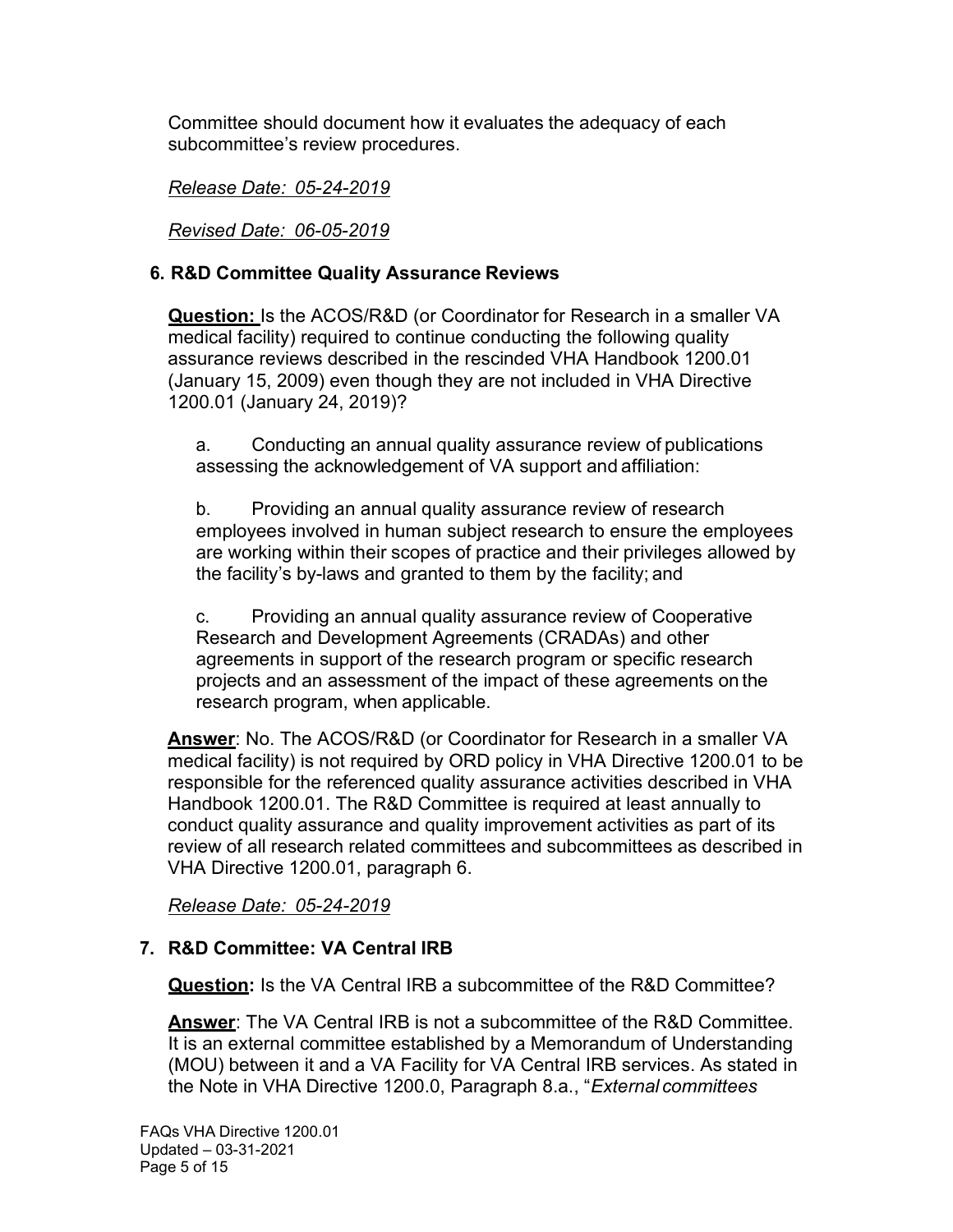Committee should document how it evaluates the adequacy of each subcommittee's review procedures.

*Release Date: 05-24-2019*

*Revised Date: 06-05-2019*

### 6. R&D Committee Quality Assurance Reviews

**Question:** Is the ACOS/R&D (or Coordinator for Research in a smaller VA medical facility) required to continue conducting the following quality assurance reviews described in the rescinded VHA Handbook 1200.01 (January 15, 2009) even though they are not included in VHA Directive 1200.01 (January 24, 2019)?

a. Conducting an annual quality assurance review of publications assessing the acknowledgement of VA support and affiliation:

b. Providing an annual quality assurance review of research employees involved in human subject research to ensure the employees are working within their scopes of practice and their privileges allowed by the facility's by-laws and granted to them by the facility; and

c. Providing an annual quality assurance review of Cooperative Research and Development Agreements (CRADAs) and other agreements in support of the research program or specific research projects and an assessment of the impact of these agreements on the research program, when applicable.

**Answer**: No. The ACOS/R&D (or Coordinator for Research in a smaller VA medical facility) is not required by ORD policy in VHA Directive 1200.01 to be responsible for the referenced quality assurance activities described in VHA Handbook 1200.01. The R&D Committee is required at least annually to conduct quality assurance and quality improvement activities as part of its review of all research related committees and subcommittees as described in VHA Directive 1200.01, paragraph 6.

*Release Date: 05-24-2019*

### 7. R&D Committee: VA Central IRB

**Question:** Is the VA Central IRB a subcommittee of the R&D Committee?

**Answer**: The VA Central IRB is not a subcommittee of the R&D Committee. It is an external committee established by a Memorandum of Understanding (MOU) between it and a VA Facility for VA Central IRB services. As stated in the Note in VHA Directive 1200.0, Paragraph 8.a., "*External committees*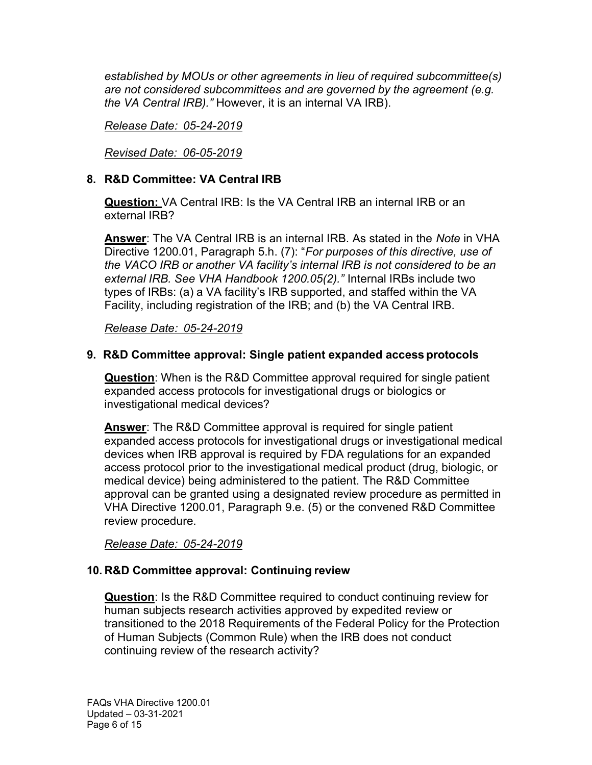*established by MOUs or other agreements in lieu of required subcommittee(s) are not considered subcommittees and are governed by the agreement (e.g. the VA Central IRB)."* However, it is an internal VA IRB).

*Release Date: 05-24-2019*

*Revised Date: 06-05-2019*

### 8. R&D Committee: VA Central IRB

**Question:** VA Central IRB: Is the VA Central IRB an internal IRB or an external IRB?

**Answer**: The VA Central IRB is an internal IRB. As stated in the *Note* in VHA Directive 1200.01, Paragraph 5.h. (7): "*For purposes of this directive, use of the VACO IRB or another VA facility's internal IRB is not considered to be an external IRB. See VHA Handbook 1200.05(2)."* Internal IRBs include two types of IRBs: (a) a VA facility's IRB supported, and staffed within the VA Facility, including registration of the IRB; and (b) the VA Central IRB.

*Release Date: 05-24-2019*

### 9. R&D Committee approval: Single patient expanded access protocols

**Question**: When is the R&D Committee approval required for single patient expanded access protocols for investigational drugs or biologics or investigational medical devices?

**Answer**: The R&D Committee approval is required for single patient expanded access protocols for investigational drugs or investigational medical devices when IRB approval is required by FDA regulations for an expanded access protocol prior to the investigational medical product (drug, biologic, or medical device) being administered to the patient. The R&D Committee approval can be granted using a designated review procedure as permitted in VHA Directive 1200.01, Paragraph 9.e. (5) or the convened R&D Committee review procedure.

*Release Date: 05-24-2019*

### 10. R&D Committee approval: Continuing review

**Question**: Is the R&D Committee required to conduct continuing review for human subjects research activities approved by expedited review or transitioned to the 2018 Requirements of the Federal Policy for the Protection of Human Subjects (Common Rule) when the IRB does not conduct continuing review of the research activity?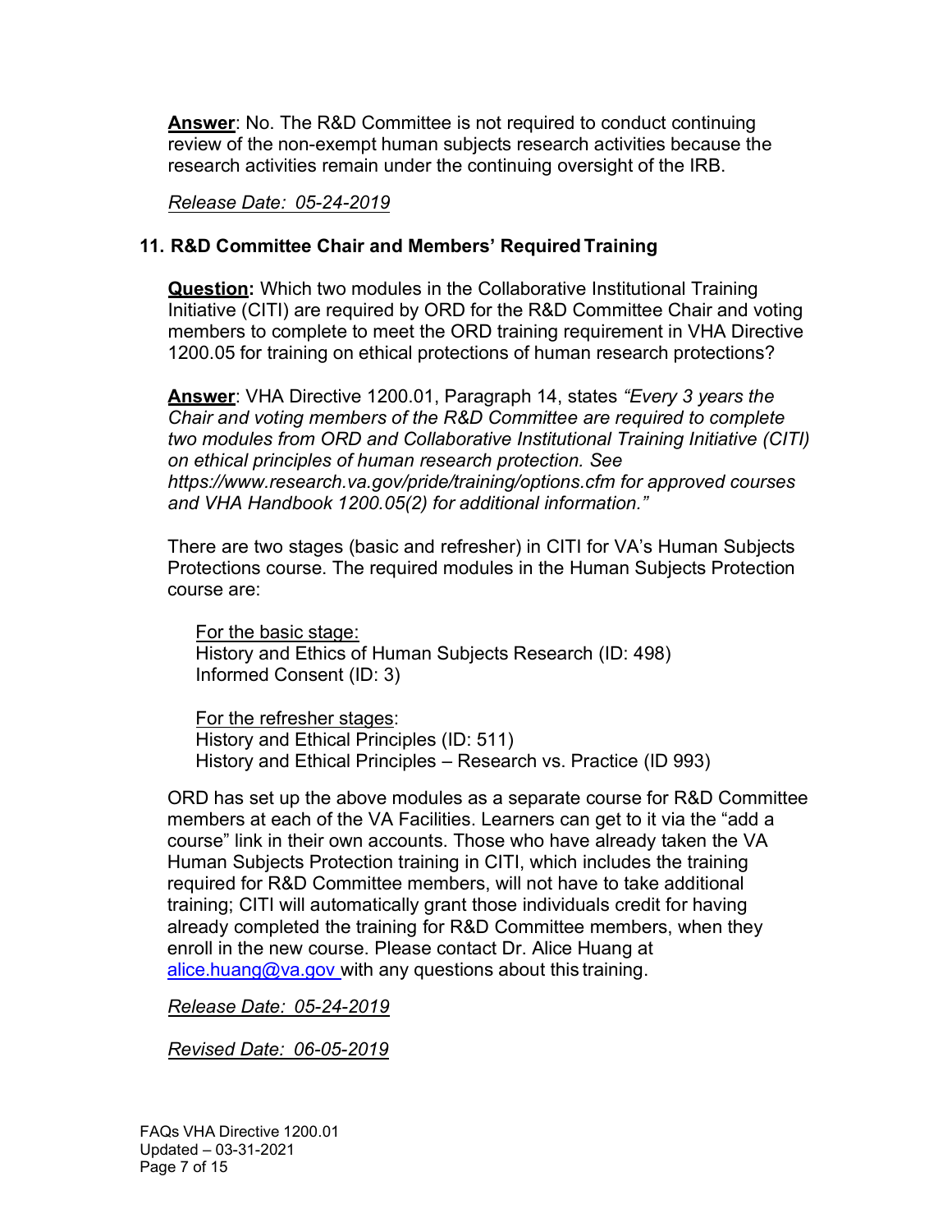**Answer**: No. The R&D Committee is not required to conduct continuing review of the non-exempt human subjects research activities because the research activities remain under the continuing oversight of the IRB.

*Release Date: 05-24-2019*

## 11. R&D Committee Chair and Members' Required Training

**Question:** Which two modules in the Collaborative Institutional Training Initiative (CITI) are required by ORD for the R&D Committee Chair and voting members to complete to meet the ORD training requirement in VHA Directive 1200.05 for training on ethical protections of human research protections?

**Answer**: VHA Directive 1200.01, Paragraph 14, states *"Every 3 years the Chair and voting members of the R&D Committee are required to complete two modules from ORD and Collaborative Institutional Training Initiative (CITI) on ethical principles of human research protection. See https://www.research.va.gov/pride/training/options.cfm for approved courses and VHA Handbook 1200.05(2) for additional information."*

There are two stages (basic and refresher) in CITI for VA's Human Subjects Protections course. The required modules in the Human Subjects Protection course are:

For the basic stage:
History and Ethics of Human Subjects Research (ID: 498)
Informed Consent (ID: 3)

For the refresher stages:
History and Ethical Principles (ID: 511)
History and Ethical Principles – Research vs. Practice (ID 993)

ORD has set up the above modules as a separate course for R&D Committee members at each of the VA Facilities. Learners can get to it via the "add a course" link in their own accounts. Those who have already taken the VA Human Subjects Protection training in CITI, which includes the training required for R&D Committee members, will not have to take additional training; CITI will automatically grant those individuals credit for having already completed the training for R&D Committee members, when they enroll in the new course. Please contact Dr. Alice Huang at alice.huang@va.gov with any questions about this training.

*Release Date: 05-24-2019*

*Revised Date: 06-05-2019*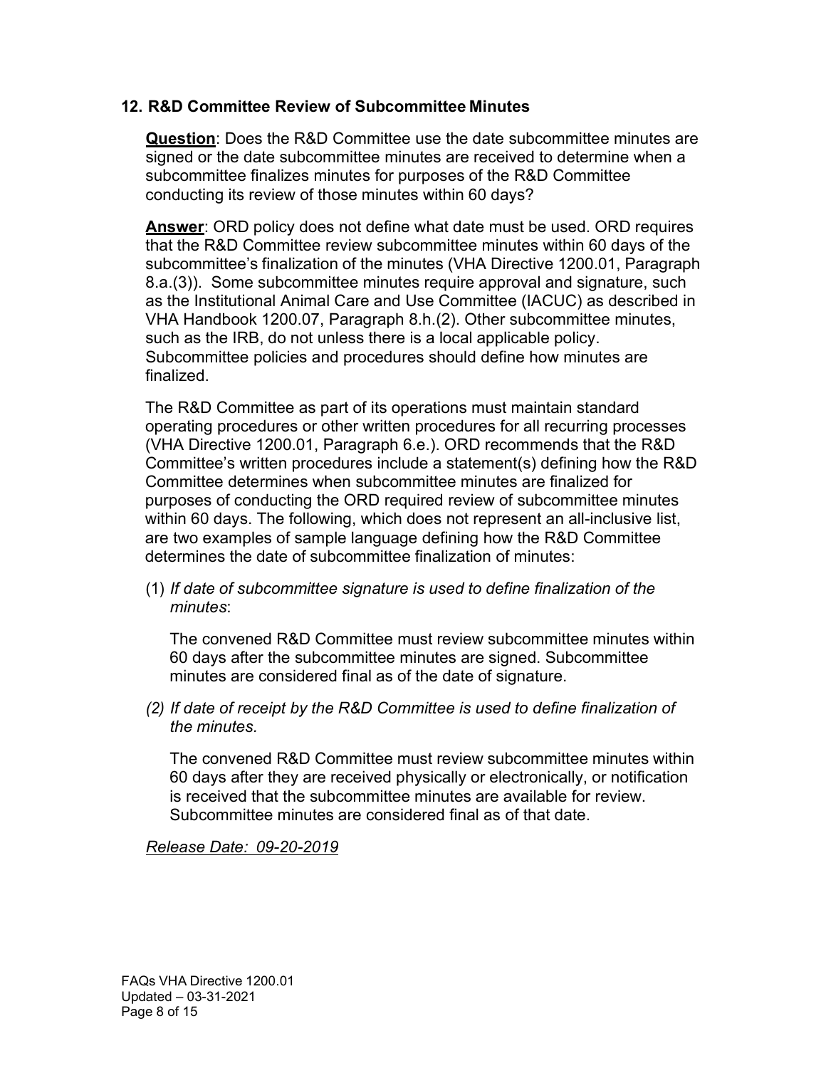## 12. R&D Committee Review of Subcommittee Minutes

**Question**: Does the R&D Committee use the date subcommittee minutes are signed or the date subcommittee minutes are received to determine when a subcommittee finalizes minutes for purposes of the R&D Committee conducting its review of those minutes within 60 days?

**Answer**: ORD policy does not define what date must be used. ORD requires that the R&D Committee review subcommittee minutes within 60 days of the subcommittee's finalization of the minutes (VHA Directive 1200.01, Paragraph 8.a.(3)). Some subcommittee minutes require approval and signature, such as the Institutional Animal Care and Use Committee (IACUC) as described in VHA Handbook 1200.07, Paragraph 8.h.(2). Other subcommittee minutes, such as the IRB, do not unless there is a local applicable policy. Subcommittee policies and procedures should define how minutes are finalized.

The R&D Committee as part of its operations must maintain standard operating procedures or other written procedures for all recurring processes (VHA Directive 1200.01, Paragraph 6.e.). ORD recommends that the R&D Committee's written procedures include a statement(s) defining how the R&D Committee determines when subcommittee minutes are finalized for purposes of conducting the ORD required review of subcommittee minutes within 60 days. The following, which does not represent an all-inclusive list, are two examples of sample language defining how the R&D Committee determines the date of subcommittee finalization of minutes:

(1) *If date of subcommittee signature is used to define finalization of the minutes*:

The convened R&D Committee must review subcommittee minutes within 60 days after the subcommittee minutes are signed. Subcommittee minutes are considered final as of the date of signature.

(2) *If date of receipt by the R&D Committee is used to define finalization of the minutes.*

The convened R&D Committee must review subcommittee minutes within 60 days after they are received physically or electronically, or notification is received that the subcommittee minutes are available for review. Subcommittee minutes are considered final as of that date.

*Release Date: 09-20-2019*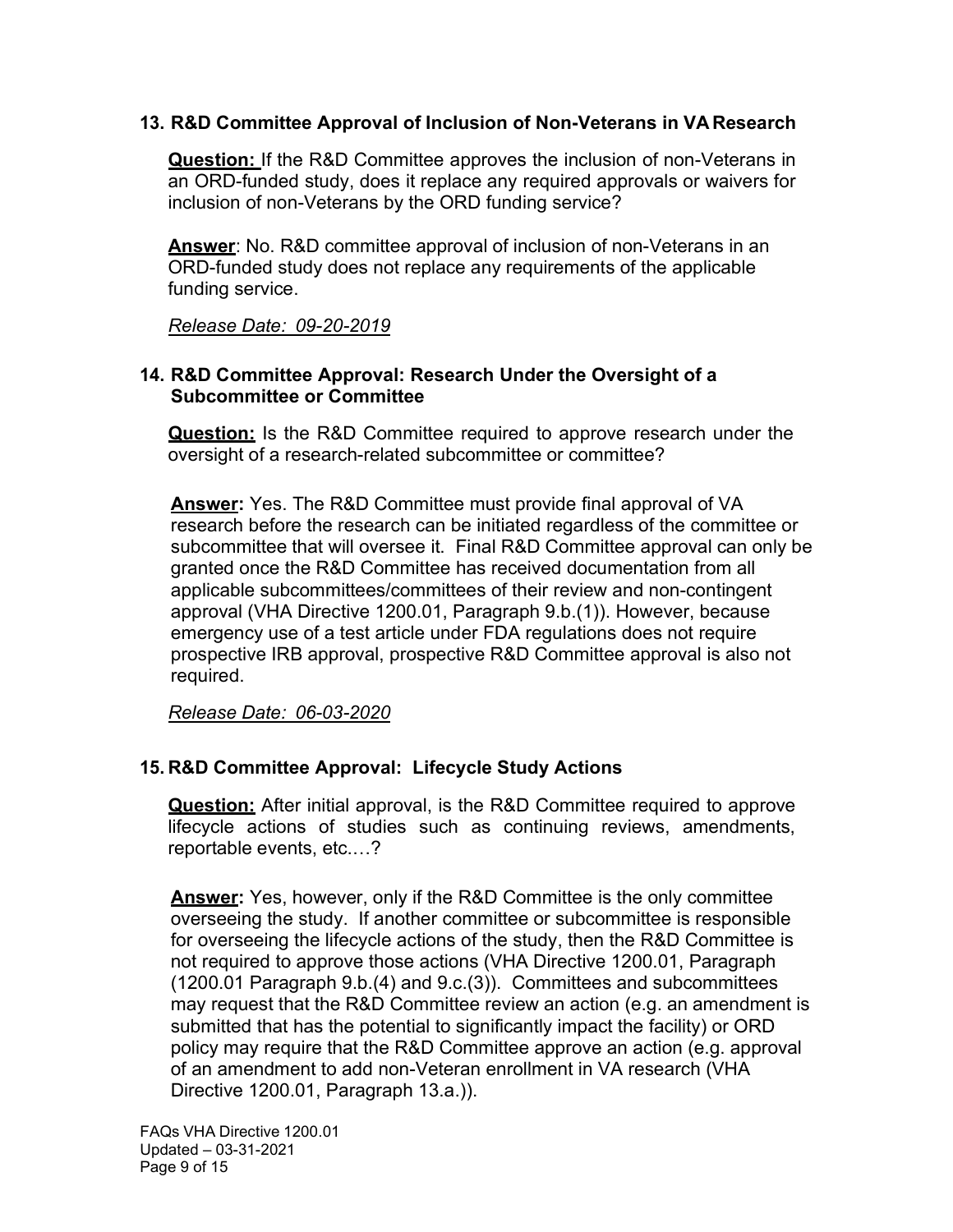### 13. R&D Committee Approval of Inclusion of Non-Veterans in VA Research

**Question:** If the R&D Committee approves the inclusion of non-Veterans in an ORD-funded study, does it replace any required approvals or waivers for inclusion of non-Veterans by the ORD funding service?

**Answer**: No. R&D committee approval of inclusion of non-Veterans in an ORD-funded study does not replace any requirements of the applicable funding service.

*Release Date: 09-20-2019*

### 14. R&D Committee Approval: Research Under the Oversight of a Subcommittee or Committee

**Question:** Is the R&D Committee required to approve research under the oversight of a research-related subcommittee or committee?

**Answer:** Yes. The R&D Committee must provide final approval of VA research before the research can be initiated regardless of the committee or subcommittee that will oversee it. Final R&D Committee approval can only be granted once the R&D Committee has received documentation from all applicable subcommittees/committees of their review and non-contingent approval (VHA Directive 1200.01, Paragraph 9.b.(1)). However, because emergency use of a test article under FDA regulations does not require prospective IRB approval, prospective R&D Committee approval is also not required.

*Release Date: 06-03-2020*

### 15. R&D Committee Approval: Lifecycle Study Actions

**Question:** After initial approval, is the R&D Committee required to approve lifecycle actions of studies such as continuing reviews, amendments, reportable events, etc.…?

**Answer:** Yes, however, only if the R&D Committee is the only committee overseeing the study. If another committee or subcommittee is responsible for overseeing the lifecycle actions of the study, then the R&D Committee is not required to approve those actions (VHA Directive 1200.01, Paragraph (1200.01 Paragraph 9.b.(4) and 9.c.(3)). Committees and subcommittees may request that the R&D Committee review an action (e.g. an amendment is submitted that has the potential to significantly impact the facility) or ORD policy may require that the R&D Committee approve an action (e.g. approval of an amendment to add non-Veteran enrollment in VA research (VHA Directive 1200.01, Paragraph 13.a.)).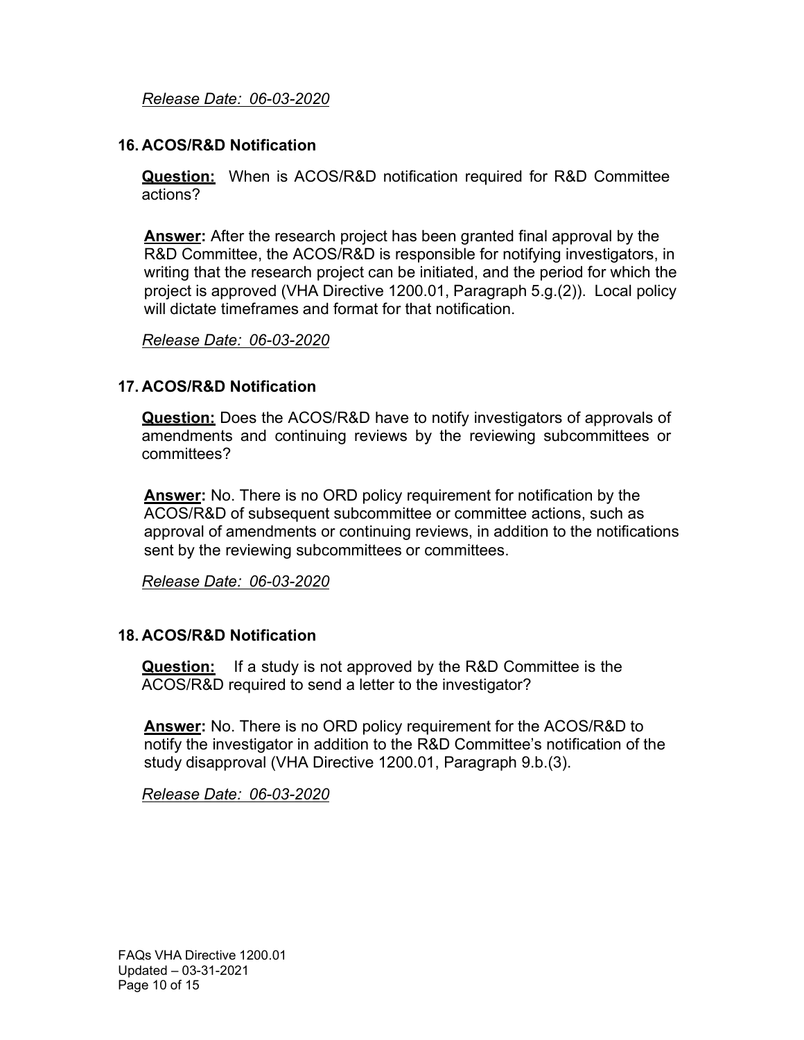*Release Date: 06-03-2020*

## 16. ACOS/R&D Notification

**Question:** When is ACOS/R&D notification required for R&D Committee actions?

**Answer:** After the research project has been granted final approval by the R&D Committee, the ACOS/R&D is responsible for notifying investigators, in writing that the research project can be initiated, and the period for which the project is approved (VHA Directive 1200.01, Paragraph 5.g.(2)). Local policy will dictate timeframes and format for that notification.

*Release Date: 06-03-2020*

## 17. ACOS/R&D Notification

**Question:** Does the ACOS/R&D have to notify investigators of approvals of amendments and continuing reviews by the reviewing subcommittees or committees?

**Answer:** No. There is no ORD policy requirement for notification by the ACOS/R&D of subsequent subcommittee or committee actions, such as approval of amendments or continuing reviews, in addition to the notifications sent by the reviewing subcommittees or committees.

*Release Date: 06-03-2020*

## 18. ACOS/R&D Notification

**Question:** If a study is not approved by the R&D Committee is the ACOS/R&D required to send a letter to the investigator?

**Answer:** No. There is no ORD policy requirement for the ACOS/R&D to notify the investigator in addition to the R&D Committee's notification of the study disapproval (VHA Directive 1200.01, Paragraph 9.b.(3).

*Release Date: 06-03-2020*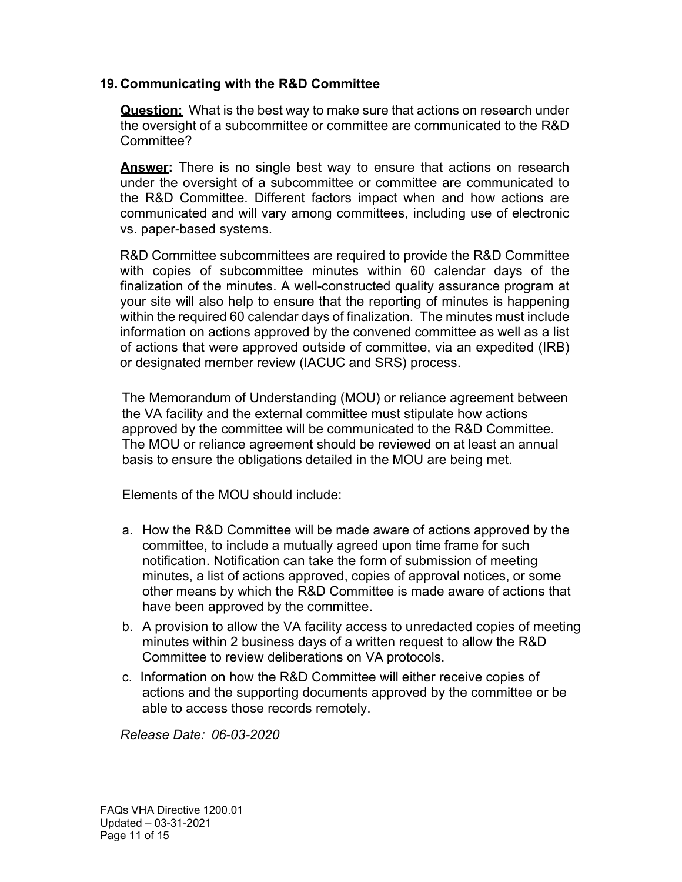## 19. Communicating with the R&D Committee

**Question:** What is the best way to make sure that actions on research under the oversight of a subcommittee or committee are communicated to the R&D Committee?

**Answer:** There is no single best way to ensure that actions on research under the oversight of a subcommittee or committee are communicated to the R&D Committee. Different factors impact when and how actions are communicated and will vary among committees, including use of electronic vs. paper-based systems.

R&D Committee subcommittees are required to provide the R&D Committee with copies of subcommittee minutes within 60 calendar days of the finalization of the minutes. A well-constructed quality assurance program at your site will also help to ensure that the reporting of minutes is happening within the required 60 calendar days of finalization. The minutes must include information on actions approved by the convened committee as well as a list of actions that were approved outside of committee, via an expedited (IRB) or designated member review (IACUC and SRS) process.

The Memorandum of Understanding (MOU) or reliance agreement between the VA facility and the external committee must stipulate how actions approved by the committee will be communicated to the R&D Committee. The MOU or reliance agreement should be reviewed on at least an annual basis to ensure the obligations detailed in the MOU are being met.

Elements of the MOU should include:

a. How the R&D Committee will be made aware of actions approved by the committee, to include a mutually agreed upon time frame for such notification. Notification can take the form of submission of meeting minutes, a list of actions approved, copies of approval notices, or some other means by which the R&D Committee is made aware of actions that have been approved by the committee.
b. A provision to allow the VA facility access to unredacted copies of meeting minutes within 2 business days of a written request to allow the R&D Committee to review deliberations on VA protocols.
c. Information on how the R&D Committee will either receive copies of actions and the supporting documents approved by the committee or be able to access those records remotely.

*Release Date: 06-03-2020*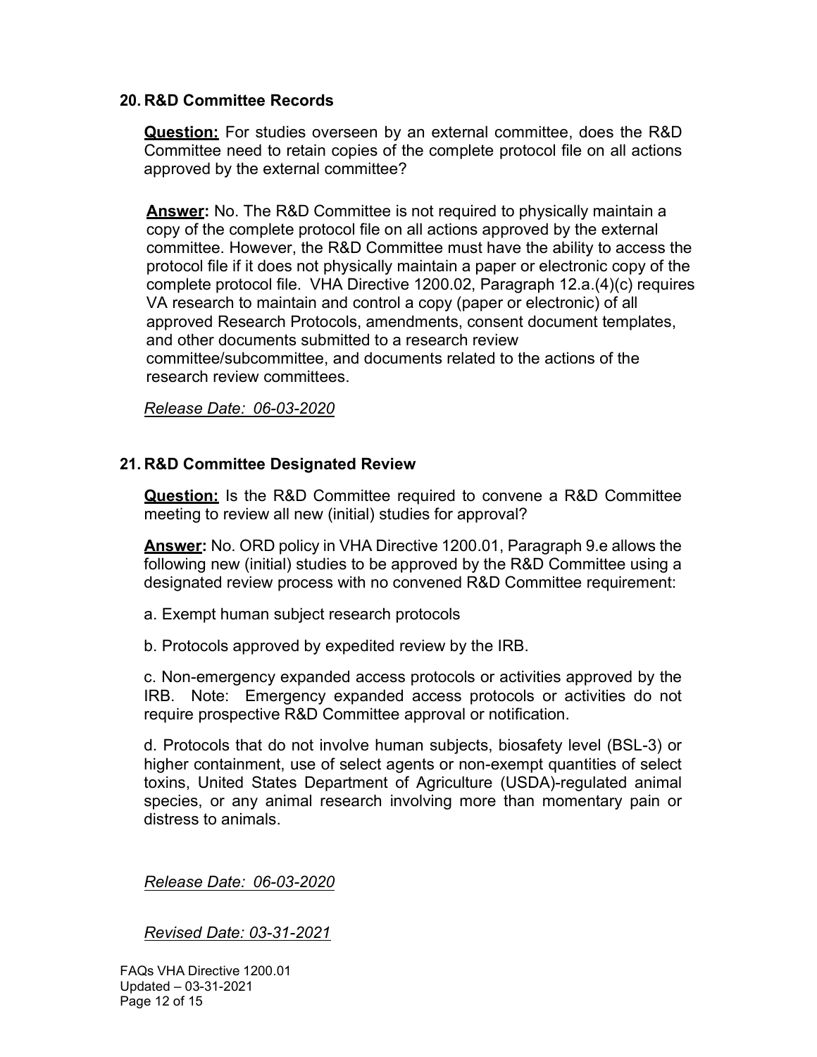## 20. R&D Committee Records

**Question:** For studies overseen by an external committee, does the R&D Committee need to retain copies of the complete protocol file on all actions approved by the external committee?

**Answer:** No. The R&D Committee is not required to physically maintain a copy of the complete protocol file on all actions approved by the external committee. However, the R&D Committee must have the ability to access the protocol file if it does not physically maintain a paper or electronic copy of the complete protocol file. VHA Directive 1200.02, Paragraph 12.a.(4)(c) requires VA research to maintain and control a copy (paper or electronic) of all approved Research Protocols, amendments, consent document templates, and other documents submitted to a research review committee/subcommittee, and documents related to the actions of the research review committees.

*Release Date: 06-03-2020*

## 21. R&D Committee Designated Review

**Question:** Is the R&D Committee required to convene a R&D Committee meeting to review all new (initial) studies for approval?

**Answer:** No. ORD policy in VHA Directive 1200.01, Paragraph 9.e allows the following new (initial) studies to be approved by the R&D Committee using a designated review process with no convened R&D Committee requirement:

a. Exempt human subject research protocols

b. Protocols approved by expedited review by the IRB.

c. Non-emergency expanded access protocols or activities approved by the IRB. Note: Emergency expanded access protocols or activities do not require prospective R&D Committee approval or notification.

d. Protocols that do not involve human subjects, biosafety level (BSL-3) or higher containment, use of select agents or non-exempt quantities of select toxins, United States Department of Agriculture (USDA)-regulated animal species, or any animal research involving more than momentary pain or distress to animals.

*Release Date: 06-03-2020*

*Revised Date: 03-31-2021*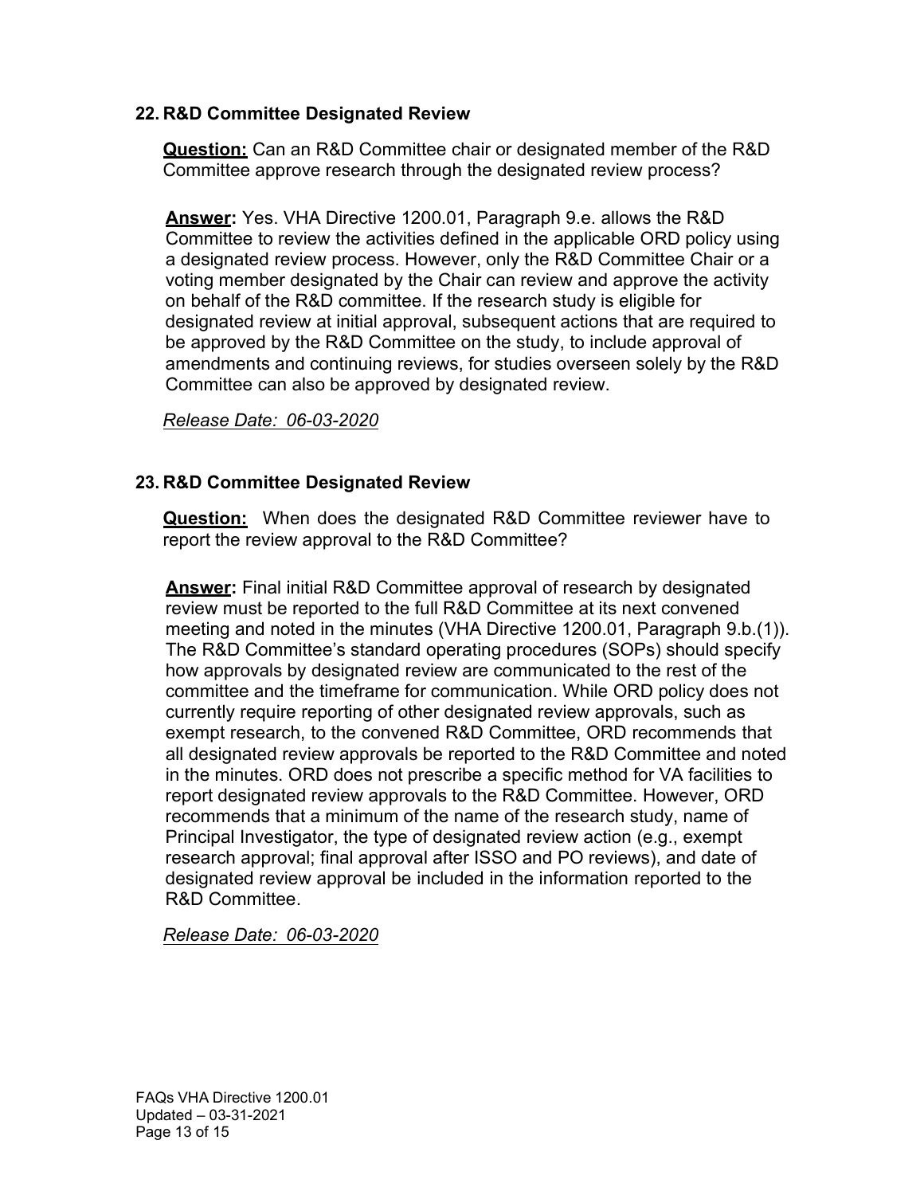### 22. R&D Committee Designated Review

**Question:** Can an R&D Committee chair or designated member of the R&D Committee approve research through the designated review process?

**Answer:** Yes. VHA Directive 1200.01, Paragraph 9.e. allows the R&D Committee to review the activities defined in the applicable ORD policy using a designated review process. However, only the R&D Committee Chair or a voting member designated by the Chair can review and approve the activity on behalf of the R&D committee. If the research study is eligible for designated review at initial approval, subsequent actions that are required to be approved by the R&D Committee on the study, to include approval of amendments and continuing reviews, for studies overseen solely by the R&D Committee can also be approved by designated review.

*Release Date: 06-03-2020*

### 23. R&D Committee Designated Review

**Question:** When does the designated R&D Committee reviewer have to report the review approval to the R&D Committee?

**Answer:** Final initial R&D Committee approval of research by designated review must be reported to the full R&D Committee at its next convened meeting and noted in the minutes (VHA Directive 1200.01, Paragraph 9.b.(1)). The R&D Committee's standard operating procedures (SOPs) should specify how approvals by designated review are communicated to the rest of the committee and the timeframe for communication. While ORD policy does not currently require reporting of other designated review approvals, such as exempt research, to the convened R&D Committee, ORD recommends that all designated review approvals be reported to the R&D Committee and noted in the minutes. ORD does not prescribe a specific method for VA facilities to report designated review approvals to the R&D Committee. However, ORD recommends that a minimum of the name of the research study, name of Principal Investigator, the type of designated review action (e.g., exempt research approval; final approval after ISSO and PO reviews), and date of designated review approval be included in the information reported to the R&D Committee.

*Release Date: 06-03-2020*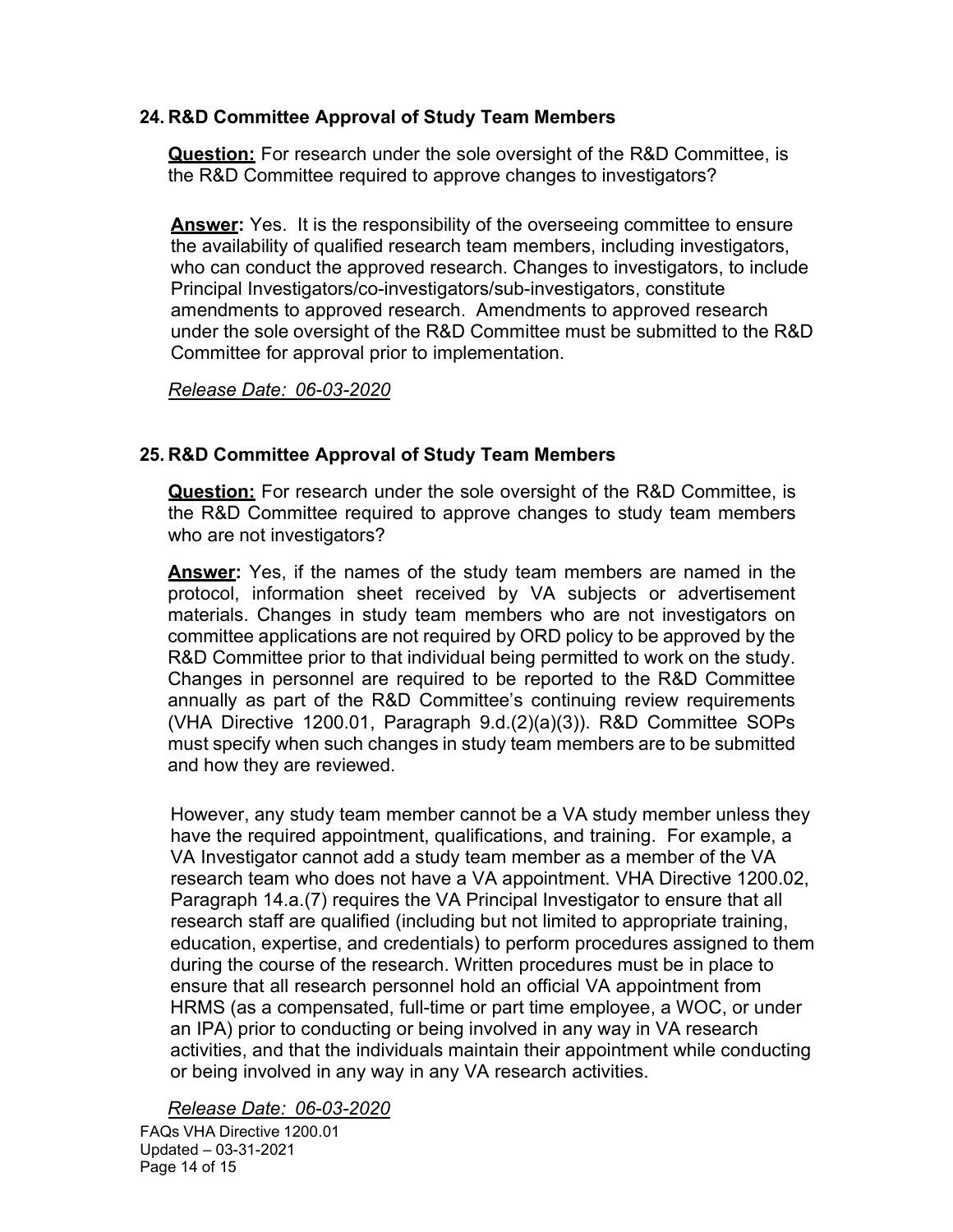## 24. R&D Committee Approval of Study Team Members

**Question:** For research under the sole oversight of the R&D Committee, is the R&D Committee required to approve changes to investigators?

**Answer:** Yes. It is the responsibility of the overseeing committee to ensure the availability of qualified research team members, including investigators, who can conduct the approved research. Changes to investigators, to include Principal Investigators/co-investigators/sub-investigators, constitute amendments to approved research. Amendments to approved research under the sole oversight of the R&D Committee must be submitted to the R&D Committee for approval prior to implementation.

*Release Date: 06-03-2020*

## 25. R&D Committee Approval of Study Team Members

**Question:** For research under the sole oversight of the R&D Committee, is the R&D Committee required to approve changes to study team members who are not investigators?

**Answer:** Yes, if the names of the study team members are named in the protocol, information sheet received by VA subjects or advertisement materials. Changes in study team members who are not investigators on committee applications are not required by ORD policy to be approved by the R&D Committee prior to that individual being permitted to work on the study. Changes in personnel are required to be reported to the R&D Committee annually as part of the R&D Committee's continuing review requirements (VHA Directive 1200.01, Paragraph 9.d.(2)(a)(3)). R&D Committee SOPs must specify when such changes in study team members are to be submitted and how they are reviewed.

However, any study team member cannot be a VA study member unless they have the required appointment, qualifications, and training. For example, a VA Investigator cannot add a study team member as a member of the VA research team who does not have a VA appointment. VHA Directive 1200.02, Paragraph 14.a.(7) requires the VA Principal Investigator to ensure that all research staff are qualified (including but not limited to appropriate training, education, expertise, and credentials) to perform procedures assigned to them during the course of the research. Written procedures must be in place to ensure that all research personnel hold an official VA appointment from HRMS (as a compensated, full-time or part time employee, a WOC, or under an IPA) prior to conducting or being involved in any way in VA research activities, and that the individuals maintain their appointment while conducting or being involved in any way in any VA research activities.

*Release Date: 06-03-2020*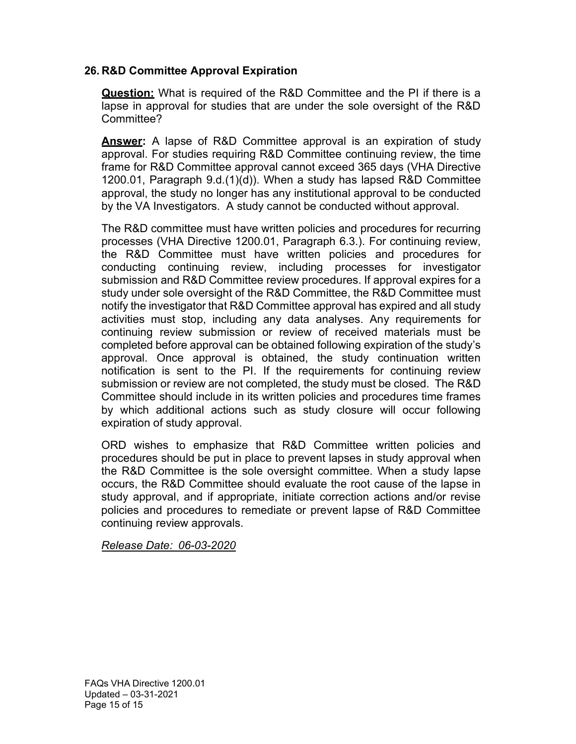## 26. R&D Committee Approval Expiration

**Question:** What is required of the R&D Committee and the PI if there is a lapse in approval for studies that are under the sole oversight of the R&D Committee?

**Answer:** A lapse of R&D Committee approval is an expiration of study approval. For studies requiring R&D Committee continuing review, the time frame for R&D Committee approval cannot exceed 365 days (VHA Directive 1200.01, Paragraph 9.d.(1)(d)). When a study has lapsed R&D Committee approval, the study no longer has any institutional approval to be conducted by the VA Investigators. A study cannot be conducted without approval.

The R&D committee must have written policies and procedures for recurring processes (VHA Directive 1200.01, Paragraph 6.3.). For continuing review, the R&D Committee must have written policies and procedures for conducting continuing review, including processes for investigator submission and R&D Committee review procedures. If approval expires for a study under sole oversight of the R&D Committee, the R&D Committee must notify the investigator that R&D Committee approval has expired and all study activities must stop, including any data analyses. Any requirements for continuing review submission or review of received materials must be completed before approval can be obtained following expiration of the study's approval. Once approval is obtained, the study continuation written notification is sent to the PI. If the requirements for continuing review submission or review are not completed, the study must be closed. The R&D Committee should include in its written policies and procedures time frames by which additional actions such as study closure will occur following expiration of study approval.

ORD wishes to emphasize that R&D Committee written policies and procedures should be put in place to prevent lapses in study approval when the R&D Committee is the sole oversight committee. When a study lapse occurs, the R&D Committee should evaluate the root cause of the lapse in study approval, and if appropriate, initiate correction actions and/or revise policies and procedures to remediate or prevent lapse of R&D Committee continuing review approvals.

*Release Date: 06-03-2020*